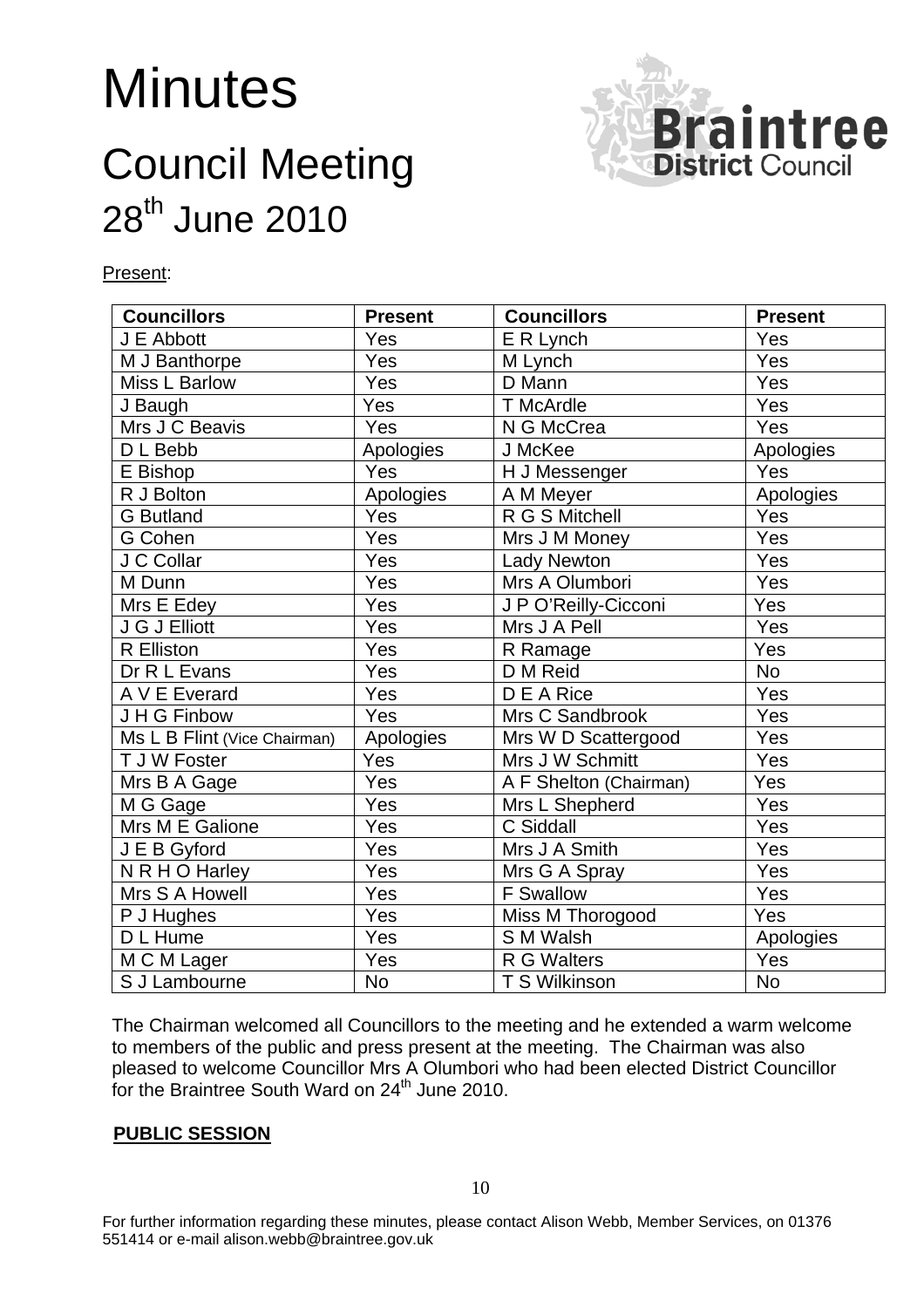# Minutes

## Council Meeting

## 28th June 2010

Present:

| Councillors | Present | Councillors | Present |
|---|---|---|---|
| J E Abbott | Yes | E R Lynch | Yes |
| M J Banthorpe | Yes | M Lynch | Yes |
| Miss L Barlow | Yes | D Mann | Yes |
| J Baugh | Yes | T McArdle | Yes |
| Mrs J C Beavis | Yes | N G McCrea | Yes |
| D L Bebb | Apologies | J McKee | Apologies |
| E Bishop | Yes | H J Messenger | Yes |
| R J Bolton | Apologies | A M Meyer | Apologies |
| G Butland | Yes | R G S Mitchell | Yes |
| G Cohen | Yes | Mrs J M Money | Yes |
| J C Collar | Yes | Lady Newton | Yes |
| M Dunn | Yes | Mrs A Olumbori | Yes |
| Mrs E Edey | Yes | J P O'Reilly-Cicconi | Yes |
| J G J Elliott | Yes | Mrs J A Pell | Yes |
| R Elliston | Yes | R Ramage | Yes |
| Dr R L Evans | Yes | D M Reid | No |
| A V E Everard | Yes | D E A Rice | Yes |
| J H G Finbow | Yes | Mrs C Sandbrook | Yes |
| Ms L B Flint (Vice Chairman) | Apologies | Mrs W D Scattergood | Yes |
| T J W Foster | Yes | Mrs J W Schmitt | Yes |
| Mrs B A Gage | Yes | A F Shelton (Chairman) | Yes |
| M G Gage | Yes | Mrs L Shepherd | Yes |
| Mrs M E Galione | Yes | C Siddall | Yes |
| J E B Gyford | Yes | Mrs J A Smith | Yes |
| N R H O Harley | Yes | Mrs G A Spray | Yes |
| Mrs S A Howell | Yes | F Swallow | Yes |
| P J Hughes | Yes | Miss M Thorogood | Yes |
| D L Hume | Yes | S M Walsh | Apologies |
| M C M Lager | Yes | R G Walters | Yes |
| S J Lambourne | No | T S Wilkinson | No |

The Chairman welcomed all Councillors to the meeting and he extended a warm welcome to members of the public and press present at the meeting. The Chairman was also pleased to welcome Councillor Mrs A Olumbori who had been elected District Councillor for the Braintree South Ward on 24th June 2010.

**PUBLIC SESSION**

For further information regarding these minutes, please contact Alison Webb, Member Services, on 01376 551414 or e-mail alison.webb@braintree.gov.uk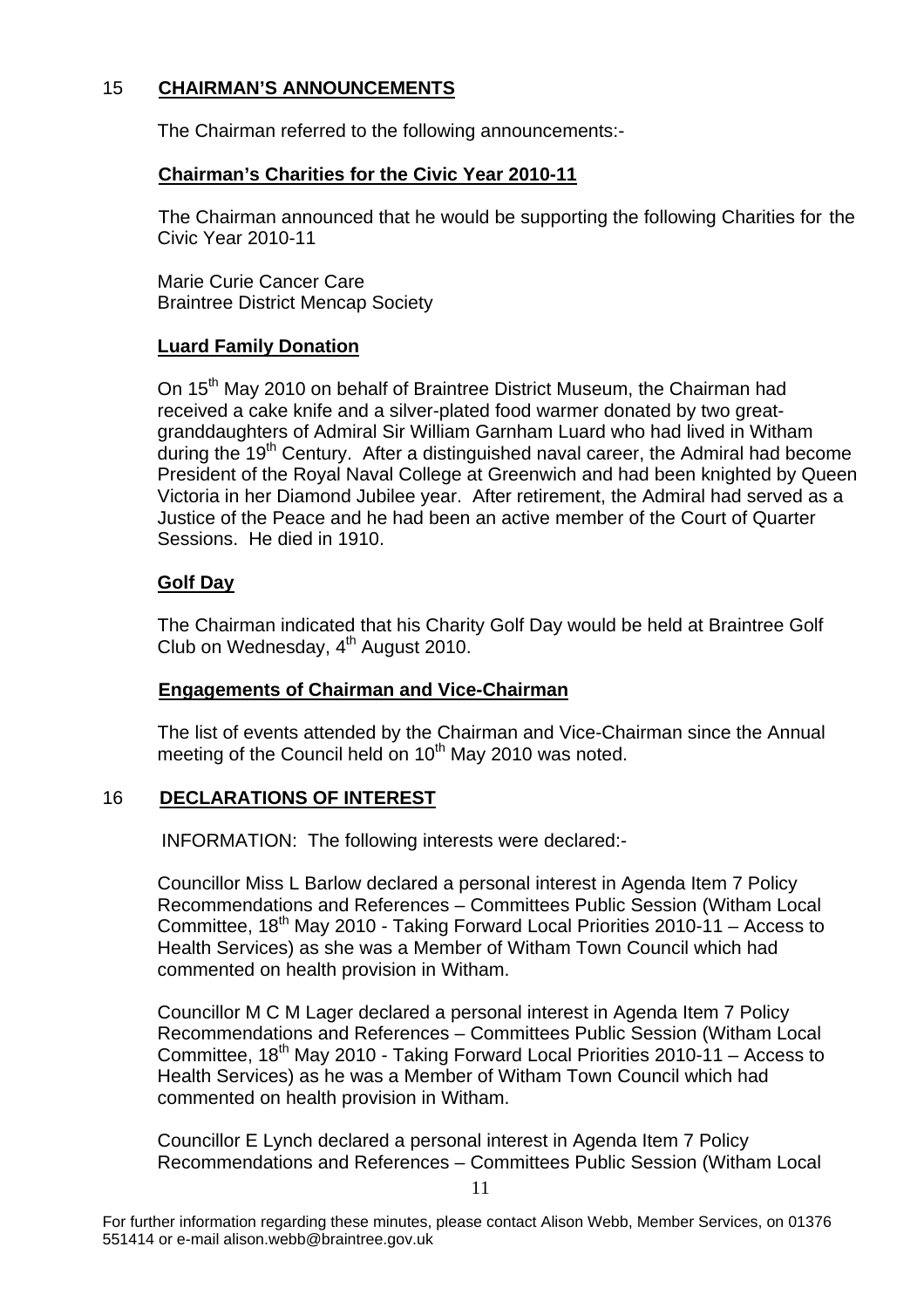## 15 CHAIRMAN'S ANNOUNCEMENTS

The Chairman referred to the following announcements:-

### Chairman's Charities for the Civic Year 2010-11

The Chairman announced that he would be supporting the following Charities for the Civic Year 2010-11

Marie Curie Cancer Care
Braintree District Mencap Society

### Luard Family Donation

On 15th May 2010 on behalf of Braintree District Museum, the Chairman had received a cake knife and a silver-plated food warmer donated by two great-granddaughters of Admiral Sir William Garnham Luard who had lived in Witham during the 19th Century. After a distinguished naval career, the Admiral had become President of the Royal Naval College at Greenwich and had been knighted by Queen Victoria in her Diamond Jubilee year. After retirement, the Admiral had served as a Justice of the Peace and he had been an active member of the Court of Quarter Sessions. He died in 1910.

### Golf Day

The Chairman indicated that his Charity Golf Day would be held at Braintree Golf Club on Wednesday, 4th August 2010.

### Engagements of Chairman and Vice-Chairman

The list of events attended by the Chairman and Vice-Chairman since the Annual meeting of the Council held on 10th May 2010 was noted.

## 16 DECLARATIONS OF INTEREST

INFORMATION: The following interests were declared:-

Councillor Miss L Barlow declared a personal interest in Agenda Item 7 Policy Recommendations and References – Committees Public Session (Witham Local Committee, 18th May 2010 - Taking Forward Local Priorities 2010-11 – Access to Health Services) as she was a Member of Witham Town Council which had commented on health provision in Witham.

Councillor M C M Lager declared a personal interest in Agenda Item 7 Policy Recommendations and References – Committees Public Session (Witham Local Committee, 18th May 2010 - Taking Forward Local Priorities 2010-11 – Access to Health Services) as he was a Member of Witham Town Council which had commented on health provision in Witham.

Councillor E Lynch declared a personal interest in Agenda Item 7 Policy Recommendations and References – Committees Public Session (Witham Local

For further information regarding these minutes, please contact Alison Webb, Member Services, on 01376 551414 or e-mail alison.webb@braintree.gov.uk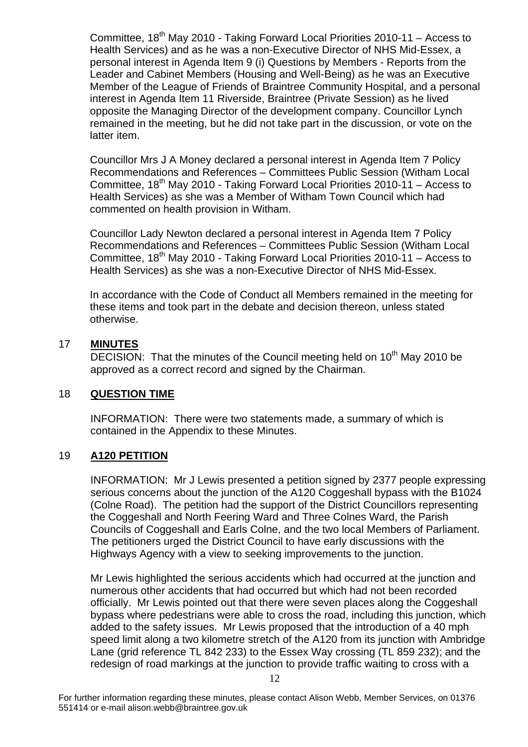Committee, 18th May 2010 - Taking Forward Local Priorities 2010-11 – Access to Health Services) and as he was a non-Executive Director of NHS Mid-Essex, a personal interest in Agenda Item 9 (i) Questions by Members - Reports from the Leader and Cabinet Members (Housing and Well-Being) as he was an Executive Member of the League of Friends of Braintree Community Hospital, and a personal interest in Agenda Item 11 Riverside, Braintree (Private Session) as he lived opposite the Managing Director of the development company. Councillor Lynch remained in the meeting, but he did not take part in the discussion, or vote on the latter item.

Councillor Mrs J A Money declared a personal interest in Agenda Item 7 Policy Recommendations and References – Committees Public Session (Witham Local Committee, 18th May 2010 - Taking Forward Local Priorities 2010-11 – Access to Health Services) as she was a Member of Witham Town Council which had commented on health provision in Witham.

Councillor Lady Newton declared a personal interest in Agenda Item 7 Policy Recommendations and References – Committees Public Session (Witham Local Committee, 18th May 2010 - Taking Forward Local Priorities 2010-11 – Access to Health Services) as she was a non-Executive Director of NHS Mid-Essex.

In accordance with the Code of Conduct all Members remained in the meeting for these items and took part in the debate and decision thereon, unless stated otherwise.

## 17 **MINUTES**

DECISION: That the minutes of the Council meeting held on 10th May 2010 be approved as a correct record and signed by the Chairman.

## 18 **QUESTION TIME**

INFORMATION: There were two statements made, a summary of which is contained in the Appendix to these Minutes.

## 19 **A120 PETITION**

INFORMATION: Mr J Lewis presented a petition signed by 2377 people expressing serious concerns about the junction of the A120 Coggeshall bypass with the B1024 (Colne Road). The petition had the support of the District Councillors representing the Coggeshall and North Feering Ward and Three Colnes Ward, the Parish Councils of Coggeshall and Earls Colne, and the two local Members of Parliament. The petitioners urged the District Council to have early discussions with the Highways Agency with a view to seeking improvements to the junction.

Mr Lewis highlighted the serious accidents which had occurred at the junction and numerous other accidents that had occurred but which had not been recorded officially. Mr Lewis pointed out that there were seven places along the Coggeshall bypass where pedestrians were able to cross the road, including this junction, which added to the safety issues. Mr Lewis proposed that the introduction of a 40 mph speed limit along a two kilometre stretch of the A120 from its junction with Ambridge Lane (grid reference TL 842 233) to the Essex Way crossing (TL 859 232); and the redesign of road markings at the junction to provide traffic waiting to cross with a

For further information regarding these minutes, please contact Alison Webb, Member Services, on 01376 551414 or e-mail alison.webb@braintree.gov.uk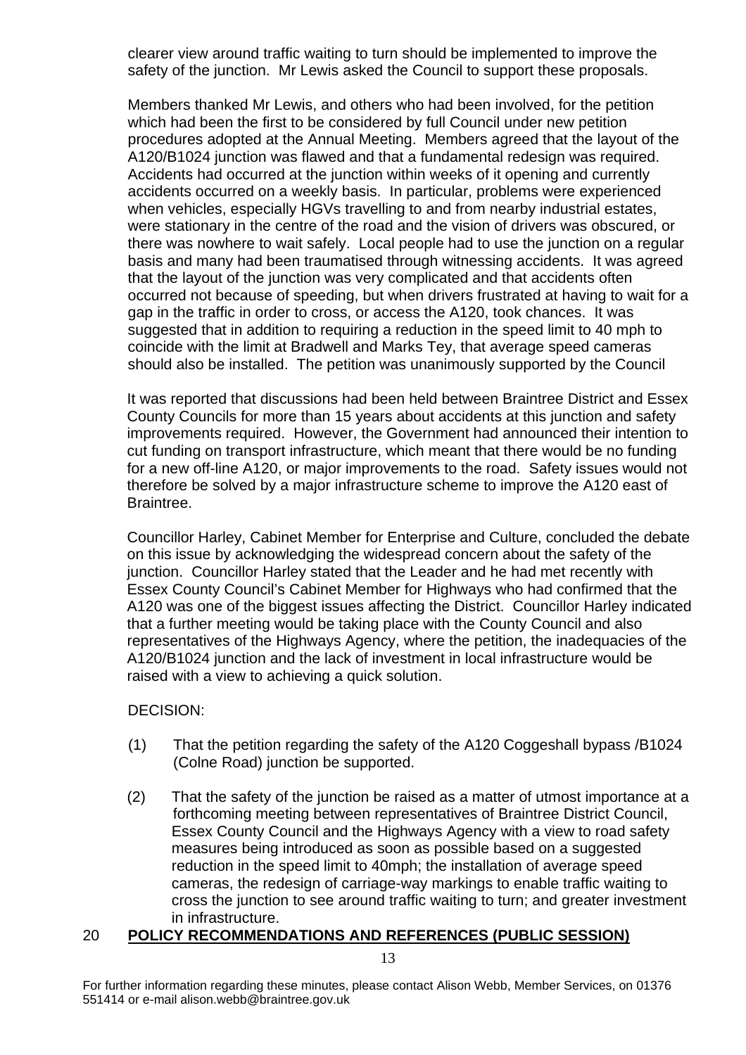clearer view around traffic waiting to turn should be implemented to improve the safety of the junction. Mr Lewis asked the Council to support these proposals.

Members thanked Mr Lewis, and others who had been involved, for the petition which had been the first to be considered by full Council under new petition procedures adopted at the Annual Meeting. Members agreed that the layout of the A120/B1024 junction was flawed and that a fundamental redesign was required. Accidents had occurred at the junction within weeks of it opening and currently accidents occurred on a weekly basis. In particular, problems were experienced when vehicles, especially HGVs travelling to and from nearby industrial estates, were stationary in the centre of the road and the vision of drivers was obscured, or there was nowhere to wait safely. Local people had to use the junction on a regular basis and many had been traumatised through witnessing accidents. It was agreed that the layout of the junction was very complicated and that accidents often occurred not because of speeding, but when drivers frustrated at having to wait for a gap in the traffic in order to cross, or access the A120, took chances. It was suggested that in addition to requiring a reduction in the speed limit to 40 mph to coincide with the limit at Bradwell and Marks Tey, that average speed cameras should also be installed. The petition was unanimously supported by the Council

It was reported that discussions had been held between Braintree District and Essex County Councils for more than 15 years about accidents at this junction and safety improvements required. However, the Government had announced their intention to cut funding on transport infrastructure, which meant that there would be no funding for a new off-line A120, or major improvements to the road. Safety issues would not therefore be solved by a major infrastructure scheme to improve the A120 east of Braintree.

Councillor Harley, Cabinet Member for Enterprise and Culture, concluded the debate on this issue by acknowledging the widespread concern about the safety of the junction. Councillor Harley stated that the Leader and he had met recently with Essex County Council's Cabinet Member for Highways who had confirmed that the A120 was one of the biggest issues affecting the District. Councillor Harley indicated that a further meeting would be taking place with the County Council and also representatives of the Highways Agency, where the petition, the inadequacies of the A120/B1024 junction and the lack of investment in local infrastructure would be raised with a view to achieving a quick solution.

DECISION:

(1) That the petition regarding the safety of the A120 Coggeshall bypass /B1024 (Colne Road) junction be supported.

(2) That the safety of the junction be raised as a matter of utmost importance at a forthcoming meeting between representatives of Braintree District Council, Essex County Council and the Highways Agency with a view to road safety measures being introduced as soon as possible based on a suggested reduction in the speed limit to 40mph; the installation of average speed cameras, the redesign of carriage-way markings to enable traffic waiting to cross the junction to see around traffic waiting to turn; and greater investment in infrastructure.

## 20 **POLICY RECOMMENDATIONS AND REFERENCES (PUBLIC SESSION)**

For further information regarding these minutes, please contact Alison Webb, Member Services, on 01376 551414 or e-mail alison.webb@braintree.gov.uk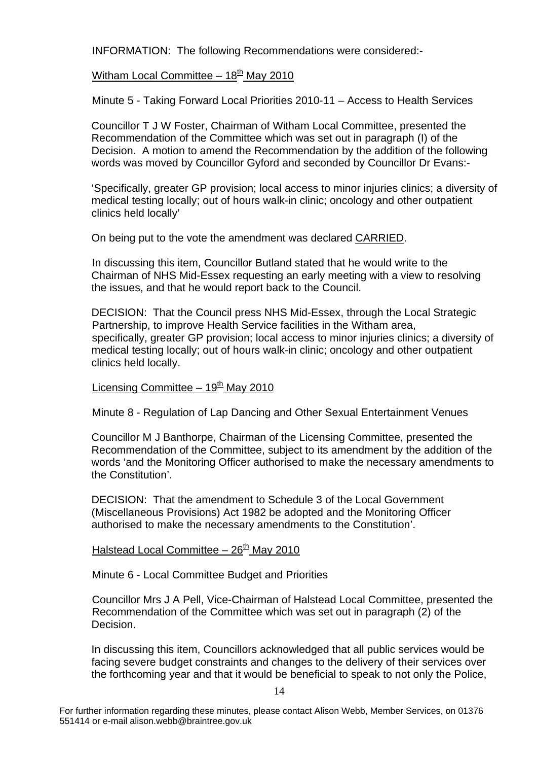INFORMATION: The following Recommendations were considered:-

Witham Local Committee – 18th May 2010

Minute 5 - Taking Forward Local Priorities 2010-11 – Access to Health Services

Councillor T J W Foster, Chairman of Witham Local Committee, presented the Recommendation of the Committee which was set out in paragraph (I) of the Decision. A motion to amend the Recommendation by the addition of the following words was moved by Councillor Gyford and seconded by Councillor Dr Evans:-

'Specifically, greater GP provision; local access to minor injuries clinics; a diversity of medical testing locally; out of hours walk-in clinic; oncology and other outpatient clinics held locally'

On being put to the vote the amendment was declared CARRIED.

In discussing this item, Councillor Butland stated that he would write to the Chairman of NHS Mid-Essex requesting an early meeting with a view to resolving the issues, and that he would report back to the Council.

DECISION: That the Council press NHS Mid-Essex, through the Local Strategic Partnership, to improve Health Service facilities in the Witham area, specifically, greater GP provision; local access to minor injuries clinics; a diversity of medical testing locally; out of hours walk-in clinic; oncology and other outpatient clinics held locally.

Licensing Committee – 19th May 2010

Minute 8 - Regulation of Lap Dancing and Other Sexual Entertainment Venues

Councillor M J Banthorpe, Chairman of the Licensing Committee, presented the Recommendation of the Committee, subject to its amendment by the addition of the words 'and the Monitoring Officer authorised to make the necessary amendments to the Constitution'.

DECISION: That the amendment to Schedule 3 of the Local Government (Miscellaneous Provisions) Act 1982 be adopted and the Monitoring Officer authorised to make the necessary amendments to the Constitution'.

Halstead Local Committee – 26th May 2010

Minute 6 - Local Committee Budget and Priorities

Councillor Mrs J A Pell, Vice-Chairman of Halstead Local Committee, presented the Recommendation of the Committee which was set out in paragraph (2) of the Decision.

In discussing this item, Councillors acknowledged that all public services would be facing severe budget constraints and changes to the delivery of their services over the forthcoming year and that it would be beneficial to speak to not only the Police,

For further information regarding these minutes, please contact Alison Webb, Member Services, on 01376 551414 or e-mail alison.webb@braintree.gov.uk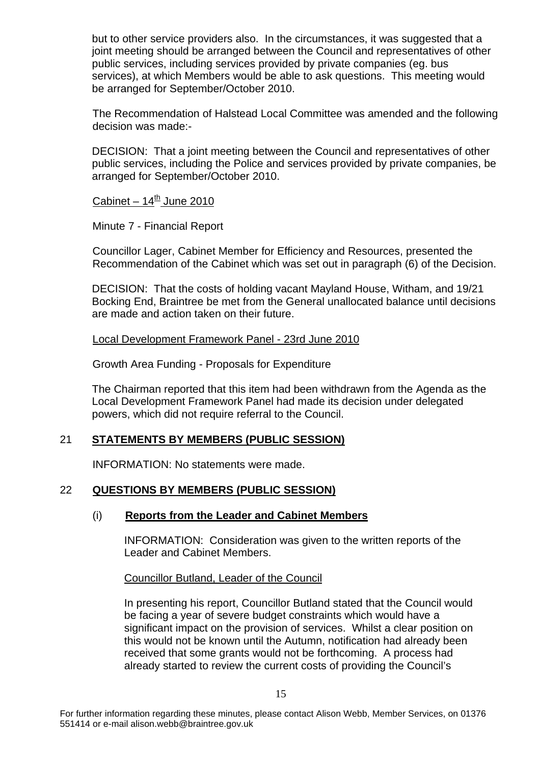but to other service providers also. In the circumstances, it was suggested that a joint meeting should be arranged between the Council and representatives of other public services, including services provided by private companies (eg. bus services), at which Members would be able to ask questions. This meeting would be arranged for September/October 2010.

The Recommendation of Halstead Local Committee was amended and the following decision was made:-

DECISION: That a joint meeting between the Council and representatives of other public services, including the Police and services provided by private companies, be arranged for September/October 2010.

Cabinet – 14th June 2010

Minute 7 - Financial Report

Councillor Lager, Cabinet Member for Efficiency and Resources, presented the Recommendation of the Cabinet which was set out in paragraph (6) of the Decision.

DECISION: That the costs of holding vacant Mayland House, Witham, and 19/21 Bocking End, Braintree be met from the General unallocated balance until decisions are made and action taken on their future.

Local Development Framework Panel - 23rd June 2010

Growth Area Funding - Proposals for Expenditure

The Chairman reported that this item had been withdrawn from the Agenda as the Local Development Framework Panel had made its decision under delegated powers, which did not require referral to the Council.

## 21 STATEMENTS BY MEMBERS (PUBLIC SESSION)

INFORMATION: No statements were made.

## 22 QUESTIONS BY MEMBERS (PUBLIC SESSION)

### (i) Reports from the Leader and Cabinet Members

INFORMATION: Consideration was given to the written reports of the Leader and Cabinet Members.

Councillor Butland, Leader of the Council

In presenting his report, Councillor Butland stated that the Council would be facing a year of severe budget constraints which would have a significant impact on the provision of services. Whilst a clear position on this would not be known until the Autumn, notification had already been received that some grants would not be forthcoming. A process had already started to review the current costs of providing the Council's

For further information regarding these minutes, please contact Alison Webb, Member Services, on 01376 551414 or e-mail alison.webb@braintree.gov.uk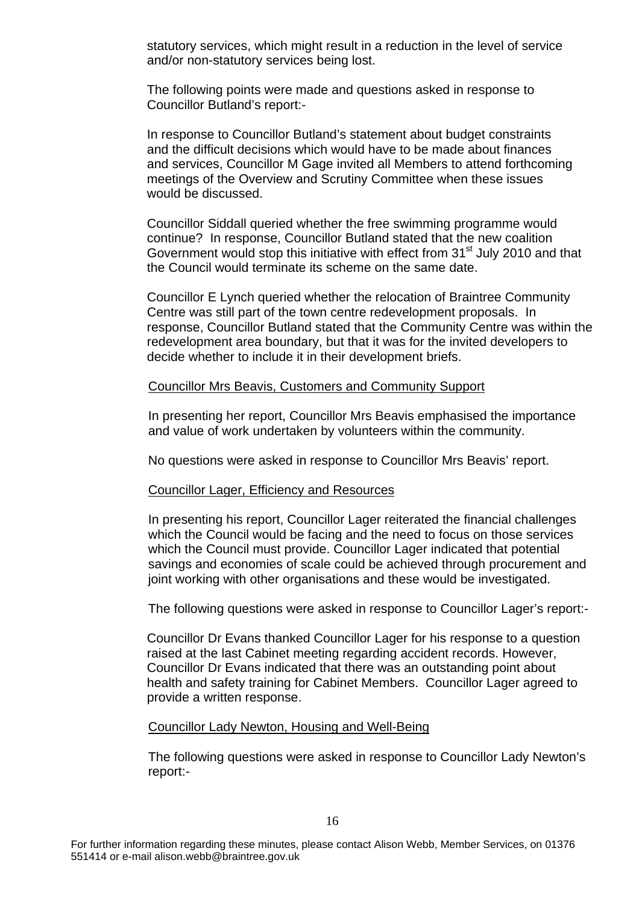statutory services, which might result in a reduction in the level of service and/or non-statutory services being lost.

The following points were made and questions asked in response to Councillor Butland's report:-

In response to Councillor Butland's statement about budget constraints and the difficult decisions which would have to be made about finances and services, Councillor M Gage invited all Members to attend forthcoming meetings of the Overview and Scrutiny Committee when these issues would be discussed.

Councillor Siddall queried whether the free swimming programme would continue? In response, Councillor Butland stated that the new coalition Government would stop this initiative with effect from 31st July 2010 and that the Council would terminate its scheme on the same date.

Councillor E Lynch queried whether the relocation of Braintree Community Centre was still part of the town centre redevelopment proposals. In response, Councillor Butland stated that the Community Centre was within the redevelopment area boundary, but that it was for the invited developers to decide whether to include it in their development briefs.

Councillor Mrs Beavis, Customers and Community Support

In presenting her report, Councillor Mrs Beavis emphasised the importance and value of work undertaken by volunteers within the community.

No questions were asked in response to Councillor Mrs Beavis' report.

Councillor Lager, Efficiency and Resources

In presenting his report, Councillor Lager reiterated the financial challenges which the Council would be facing and the need to focus on those services which the Council must provide. Councillor Lager indicated that potential savings and economies of scale could be achieved through procurement and joint working with other organisations and these would be investigated.

The following questions were asked in response to Councillor Lager's report:-

Councillor Dr Evans thanked Councillor Lager for his response to a question raised at the last Cabinet meeting regarding accident records. However, Councillor Dr Evans indicated that there was an outstanding point about health and safety training for Cabinet Members. Councillor Lager agreed to provide a written response.

Councillor Lady Newton, Housing and Well-Being

The following questions were asked in response to Councillor Lady Newton's report:-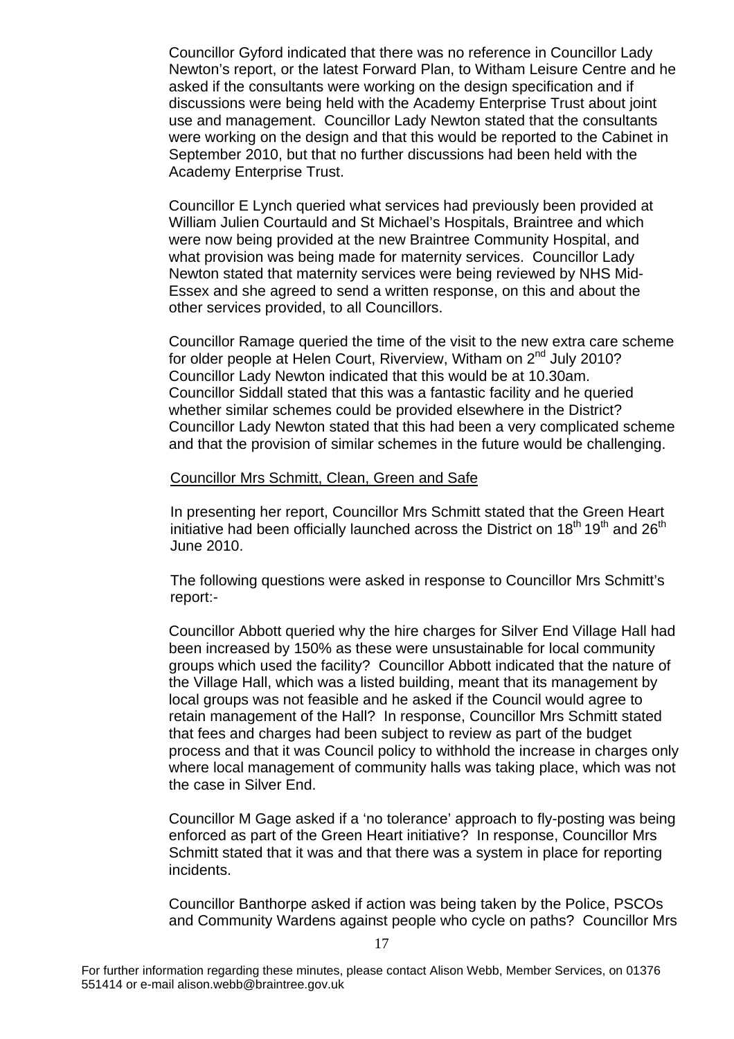Councillor Gyford indicated that there was no reference in Councillor Lady Newton's report, or the latest Forward Plan, to Witham Leisure Centre and he asked if the consultants were working on the design specification and if discussions were being held with the Academy Enterprise Trust about joint use and management. Councillor Lady Newton stated that the consultants were working on the design and that this would be reported to the Cabinet in September 2010, but that no further discussions had been held with the Academy Enterprise Trust.

Councillor E Lynch queried what services had previously been provided at William Julien Courtauld and St Michael's Hospitals, Braintree and which were now being provided at the new Braintree Community Hospital, and what provision was being made for maternity services. Councillor Lady Newton stated that maternity services were being reviewed by NHS Mid-Essex and she agreed to send a written response, on this and about the other services provided, to all Councillors.

Councillor Ramage queried the time of the visit to the new extra care scheme for older people at Helen Court, Riverview, Witham on 2nd July 2010? Councillor Lady Newton indicated that this would be at 10.30am. Councillor Siddall stated that this was a fantastic facility and he queried whether similar schemes could be provided elsewhere in the District? Councillor Lady Newton stated that this had been a very complicated scheme and that the provision of similar schemes in the future would be challenging.

<u>Councillor Mrs Schmitt, Clean, Green and Safe</u>

In presenting her report, Councillor Mrs Schmitt stated that the Green Heart initiative had been officially launched across the District on 18th 19th and 26th June 2010.

The following questions were asked in response to Councillor Mrs Schmitt's report:-

Councillor Abbott queried why the hire charges for Silver End Village Hall had been increased by 150% as these were unsustainable for local community groups which used the facility? Councillor Abbott indicated that the nature of the Village Hall, which was a listed building, meant that its management by local groups was not feasible and he asked if the Council would agree to retain management of the Hall? In response, Councillor Mrs Schmitt stated that fees and charges had been subject to review as part of the budget process and that it was Council policy to withhold the increase in charges only where local management of community halls was taking place, which was not the case in Silver End.

Councillor M Gage asked if a 'no tolerance' approach to fly-posting was being enforced as part of the Green Heart initiative? In response, Councillor Mrs Schmitt stated that it was and that there was a system in place for reporting incidents.

Councillor Banthorpe asked if action was being taken by the Police, PSCOs and Community Wardens against people who cycle on paths? Councillor Mrs

For further information regarding these minutes, please contact Alison Webb, Member Services, on 01376 551414 or e-mail alison.webb@braintree.gov.uk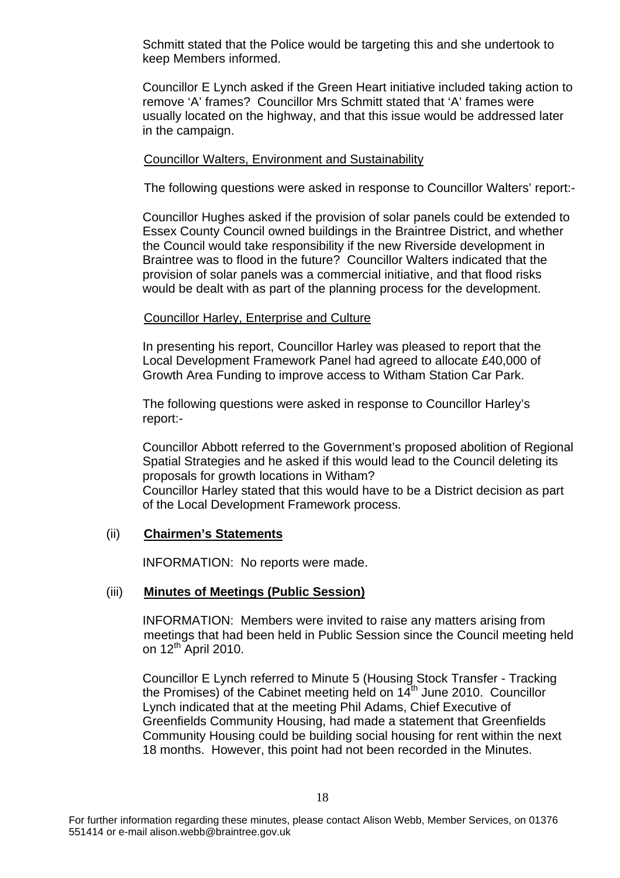Schmitt stated that the Police would be targeting this and she undertook to keep Members informed.

Councillor E Lynch asked if the Green Heart initiative included taking action to remove 'A' frames? Councillor Mrs Schmitt stated that 'A' frames were usually located on the highway, and that this issue would be addressed later in the campaign.

Councillor Walters, Environment and Sustainability

The following questions were asked in response to Councillor Walters' report:-

Councillor Hughes asked if the provision of solar panels could be extended to Essex County Council owned buildings in the Braintree District, and whether the Council would take responsibility if the new Riverside development in Braintree was to flood in the future? Councillor Walters indicated that the provision of solar panels was a commercial initiative, and that flood risks would be dealt with as part of the planning process for the development.

Councillor Harley, Enterprise and Culture

In presenting his report, Councillor Harley was pleased to report that the Local Development Framework Panel had agreed to allocate £40,000 of Growth Area Funding to improve access to Witham Station Car Park.

The following questions were asked in response to Councillor Harley's report:-

Councillor Abbott referred to the Government's proposed abolition of Regional Spatial Strategies and he asked if this would lead to the Council deleting its proposals for growth locations in Witham?
Councillor Harley stated that this would have to be a District decision as part of the Local Development Framework process.

(ii) **Chairmen's Statements**

INFORMATION: No reports were made.

(iii) **Minutes of Meetings (Public Session)**

INFORMATION: Members were invited to raise any matters arising from meetings that had been held in Public Session since the Council meeting held on 12th April 2010.

Councillor E Lynch referred to Minute 5 (Housing Stock Transfer - Tracking the Promises) of the Cabinet meeting held on 14th June 2010. Councillor Lynch indicated that at the meeting Phil Adams, Chief Executive of Greenfields Community Housing, had made a statement that Greenfields Community Housing could be building social housing for rent within the next 18 months. However, this point had not been recorded in the Minutes.

For further information regarding these minutes, please contact Alison Webb, Member Services, on 01376 551414 or e-mail alison.webb@braintree.gov.uk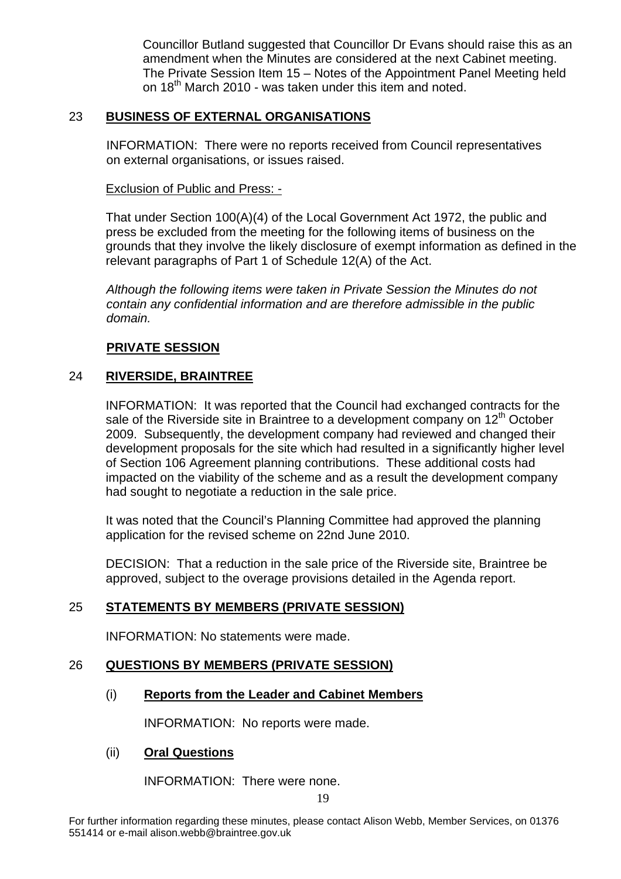Councillor Butland suggested that Councillor Dr Evans should raise this as an amendment when the Minutes are considered at the next Cabinet meeting. The Private Session Item 15 – Notes of the Appointment Panel Meeting held on 18th March 2010 - was taken under this item and noted.

## 23 **BUSINESS OF EXTERNAL ORGANISATIONS**

INFORMATION: There were no reports received from Council representatives on external organisations, or issues raised.

Exclusion of Public and Press: -

That under Section 100(A)(4) of the Local Government Act 1972, the public and press be excluded from the meeting for the following items of business on the grounds that they involve the likely disclosure of exempt information as defined in the relevant paragraphs of Part 1 of Schedule 12(A) of the Act.

*Although the following items were taken in Private Session the Minutes do not contain any confidential information and are therefore admissible in the public domain.*

**PRIVATE SESSION**

## 24 **RIVERSIDE, BRAINTREE**

INFORMATION: It was reported that the Council had exchanged contracts for the sale of the Riverside site in Braintree to a development company on 12th October 2009. Subsequently, the development company had reviewed and changed their development proposals for the site which had resulted in a significantly higher level of Section 106 Agreement planning contributions. These additional costs had impacted on the viability of the scheme and as a result the development company had sought to negotiate a reduction in the sale price.

It was noted that the Council's Planning Committee had approved the planning application for the revised scheme on 22nd June 2010.

DECISION: That a reduction in the sale price of the Riverside site, Braintree be approved, subject to the overage provisions detailed in the Agenda report.

## 25 **STATEMENTS BY MEMBERS (PRIVATE SESSION)**

INFORMATION: No statements were made.

## 26 **QUESTIONS BY MEMBERS (PRIVATE SESSION)**

### (i) **Reports from the Leader and Cabinet Members**

INFORMATION: No reports were made.

### (ii) **Oral Questions**

INFORMATION: There were none.

For further information regarding these minutes, please contact Alison Webb, Member Services, on 01376 551414 or e-mail alison.webb@braintree.gov.uk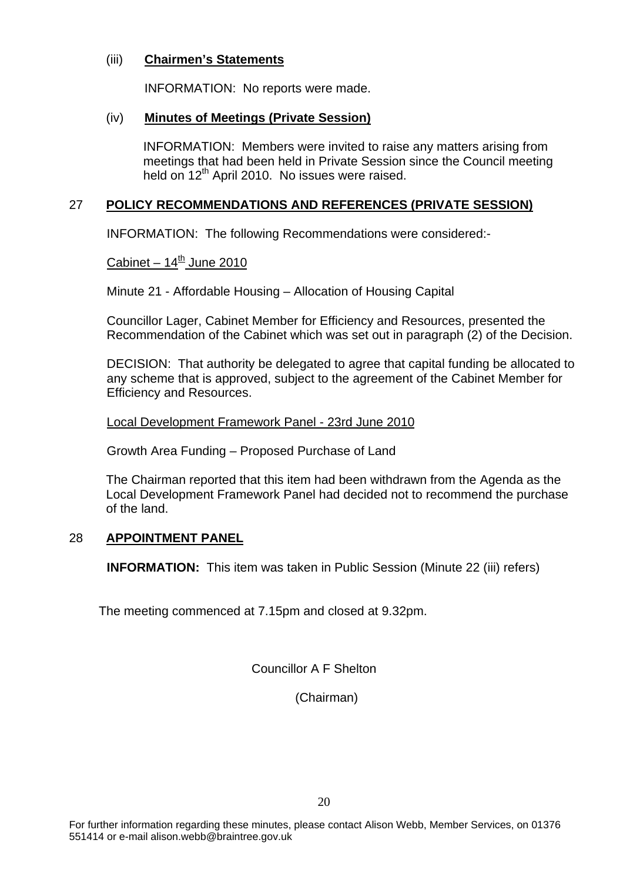(iii) **Chairmen's Statements**

INFORMATION: No reports were made.

(iv) **Minutes of Meetings (Private Session)**

INFORMATION: Members were invited to raise any matters arising from meetings that had been held in Private Session since the Council meeting held on 12th April 2010. No issues were raised.

## 27 POLICY RECOMMENDATIONS AND REFERENCES (PRIVATE SESSION)

INFORMATION: The following Recommendations were considered:-

Cabinet – 14th June 2010

Minute 21 - Affordable Housing – Allocation of Housing Capital

Councillor Lager, Cabinet Member for Efficiency and Resources, presented the Recommendation of the Cabinet which was set out in paragraph (2) of the Decision.

DECISION: That authority be delegated to agree that capital funding be allocated to any scheme that is approved, subject to the agreement of the Cabinet Member for Efficiency and Resources.

Local Development Framework Panel - 23rd June 2010

Growth Area Funding – Proposed Purchase of Land

The Chairman reported that this item had been withdrawn from the Agenda as the Local Development Framework Panel had decided not to recommend the purchase of the land.

## 28 APPOINTMENT PANEL

**INFORMATION:** This item was taken in Public Session (Minute 22 (iii) refers)

The meeting commenced at 7.15pm and closed at 9.32pm.

Councillor A F Shelton

(Chairman)

For further information regarding these minutes, please contact Alison Webb, Member Services, on 01376 551414 or e-mail alison.webb@braintree.gov.uk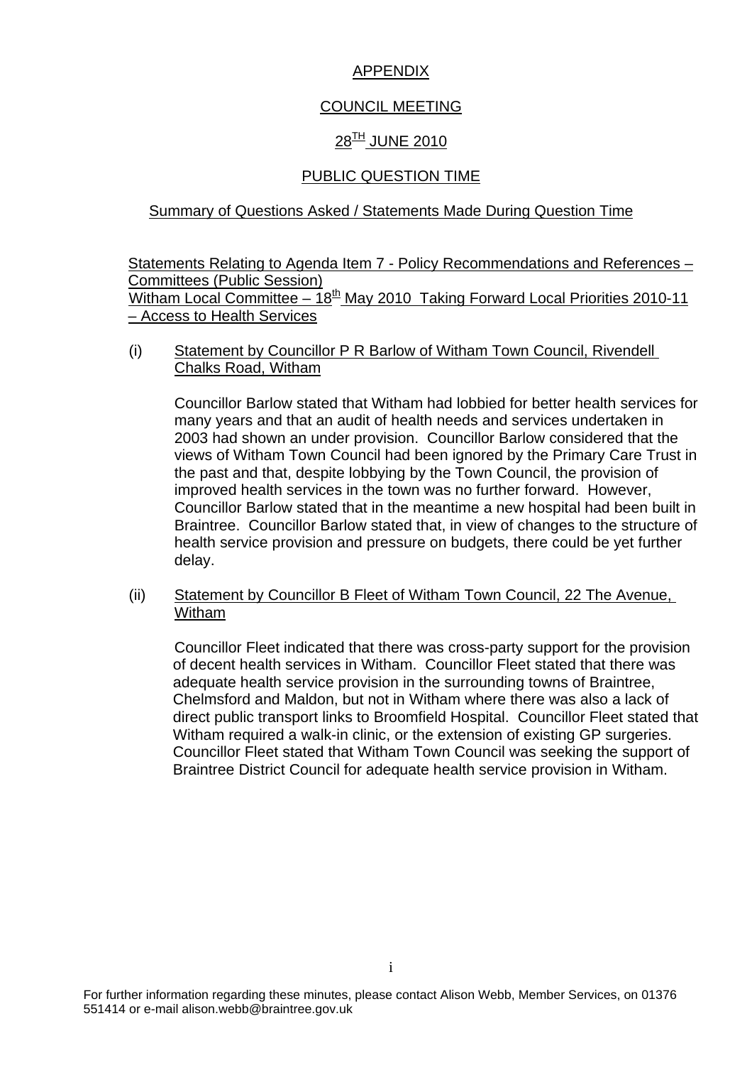## APPENDIX

## COUNCIL MEETING

## 28TH JUNE 2010

## PUBLIC QUESTION TIME

### Summary of Questions Asked / Statements Made During Question Time

Statements Relating to Agenda Item 7 - Policy Recommendations and References – Committees (Public Session)
Witham Local Committee – 18th May 2010 Taking Forward Local Priorities 2010-11 – Access to Health Services

(i) Statement by Councillor P R Barlow of Witham Town Council, Rivendell Chalks Road, Witham

Councillor Barlow stated that Witham had lobbied for better health services for many years and that an audit of health needs and services undertaken in 2003 had shown an under provision. Councillor Barlow considered that the views of Witham Town Council had been ignored by the Primary Care Trust in the past and that, despite lobbying by the Town Council, the provision of improved health services in the town was no further forward. However, Councillor Barlow stated that in the meantime a new hospital had been built in Braintree. Councillor Barlow stated that, in view of changes to the structure of health service provision and pressure on budgets, there could be yet further delay.

(ii) Statement by Councillor B Fleet of Witham Town Council, 22 The Avenue, Witham

Councillor Fleet indicated that there was cross-party support for the provision of decent health services in Witham. Councillor Fleet stated that there was adequate health service provision in the surrounding towns of Braintree, Chelmsford and Maldon, but not in Witham where there was also a lack of direct public transport links to Broomfield Hospital. Councillor Fleet stated that Witham required a walk-in clinic, or the extension of existing GP surgeries. Councillor Fleet stated that Witham Town Council was seeking the support of Braintree District Council for adequate health service provision in Witham.

For further information regarding these minutes, please contact Alison Webb, Member Services, on 01376 551414 or e-mail alison.webb@braintree.gov.uk